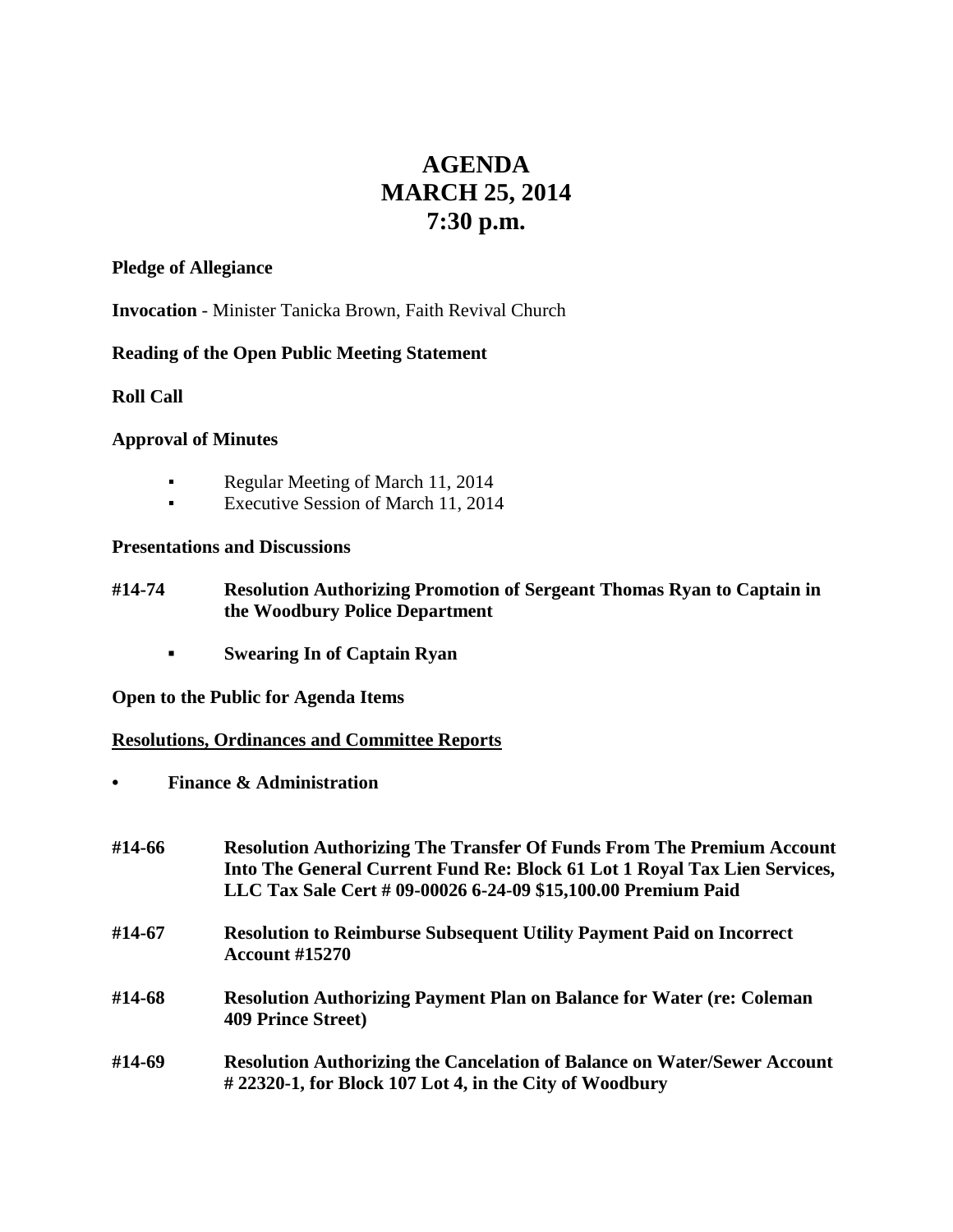# AGENDA
# MARCH 25, 2014
# 7:30 p.m.

**Pledge of Allegiance**

**Invocation** - Minister Tanicka Brown, Faith Revival Church

**Reading of the Open Public Meeting Statement**

**Roll Call**

**Approval of Minutes**

- Regular Meeting of March 11, 2014
- Executive Session of March 11, 2014

**Presentations and Discussions**

**#14-74 Resolution Authorizing Promotion of Sergeant Thomas Ryan to Captain in the Woodbury Police Department**

- **Swearing In of Captain Ryan**

**Open to the Public for Agenda Items**

**Resolutions, Ordinances and Committee Reports**

- **Finance & Administration**

**#14-66 Resolution Authorizing The Transfer Of Funds From The Premium Account Into The General Current Fund Re: Block 61 Lot 1 Royal Tax Lien Services, LLC Tax Sale Cert # 09-00026 6-24-09 $15,100.00 Premium Paid**

**#14-67 Resolution to Reimburse Subsequent Utility Payment Paid on Incorrect Account #15270**

**#14-68 Resolution Authorizing Payment Plan on Balance for Water (re: Coleman 409 Prince Street)**

**#14-69 Resolution Authorizing the Cancelation of Balance on Water/Sewer Account # 22320-1, for Block 107 Lot 4, in the City of Woodbury**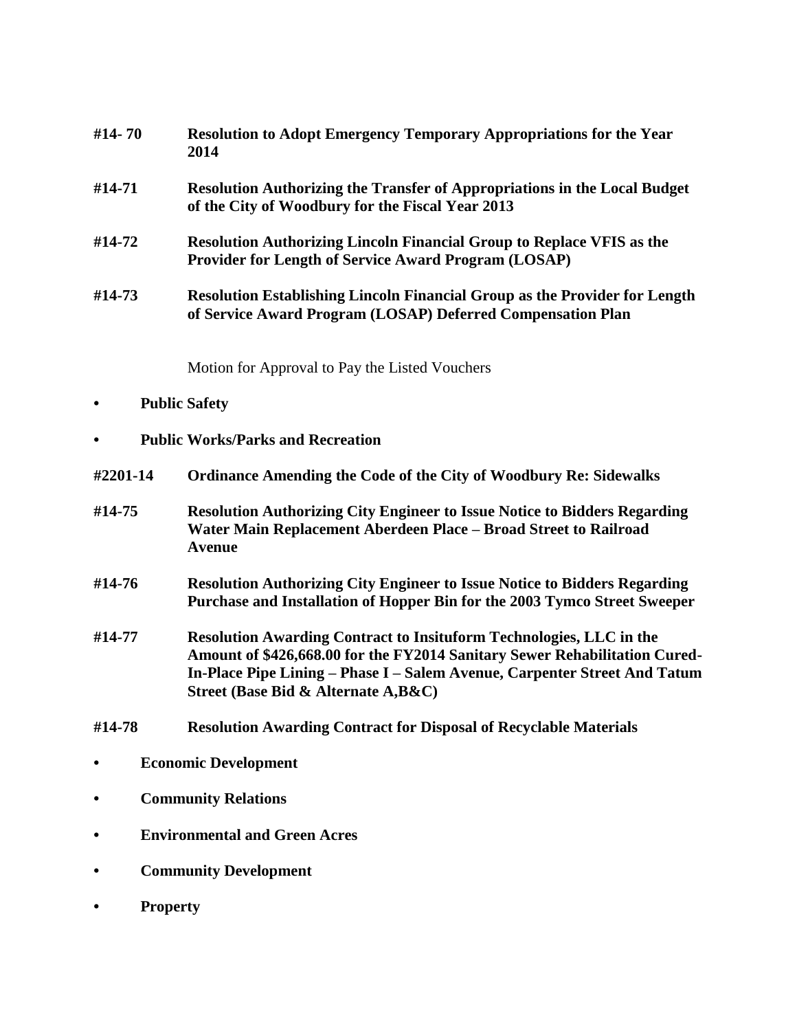**#14- 70** **Resolution to Adopt Emergency Temporary Appropriations for the Year 2014**

**#14-71** **Resolution Authorizing the Transfer of Appropriations in the Local Budget of the City of Woodbury for the Fiscal Year 2013**

**#14-72** **Resolution Authorizing Lincoln Financial Group to Replace VFIS as the Provider for Length of Service Award Program (LOSAP)**

**#14-73** **Resolution Establishing Lincoln Financial Group as the Provider for Length of Service Award Program (LOSAP) Deferred Compensation Plan**

Motion for Approval to Pay the Listed Vouchers

- **Public Safety**
- **Public Works/Parks and Recreation**

**#2201-14** **Ordinance Amending the Code of the City of Woodbury Re: Sidewalks**

**#14-75** **Resolution Authorizing City Engineer to Issue Notice to Bidders Regarding Water Main Replacement Aberdeen Place – Broad Street to Railroad Avenue**

**#14-76** **Resolution Authorizing City Engineer to Issue Notice to Bidders Regarding Purchase and Installation of Hopper Bin for the 2003 Tymco Street Sweeper**

**#14-77** **Resolution Awarding Contract to Insituform Technologies, LLC in the Amount of $426,668.00 for the FY2014 Sanitary Sewer Rehabilitation Cured-In-Place Pipe Lining – Phase I – Salem Avenue, Carpenter Street And Tatum Street (Base Bid & Alternate A,B&C)**

**#14-78** **Resolution Awarding Contract for Disposal of Recyclable Materials**

- **Economic Development**
- **Community Relations**
- **Environmental and Green Acres**
- **Community Development**
- **Property**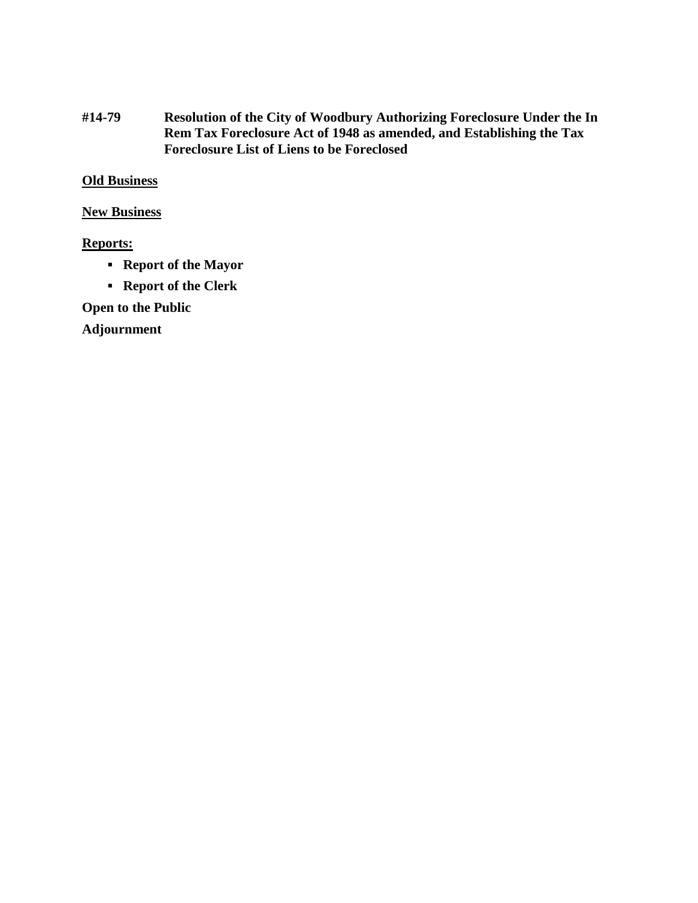**#14-79 Resolution of the City of Woodbury Authorizing Foreclosure Under the In Rem Tax Foreclosure Act of 1948 as amended, and Establishing the Tax Foreclosure List of Liens to be Foreclosed**

**Old Business**

**New Business**

**Reports:**

- **Report of the Mayor**
- **Report of the Clerk**

**Open to the Public**

**Adjournment**